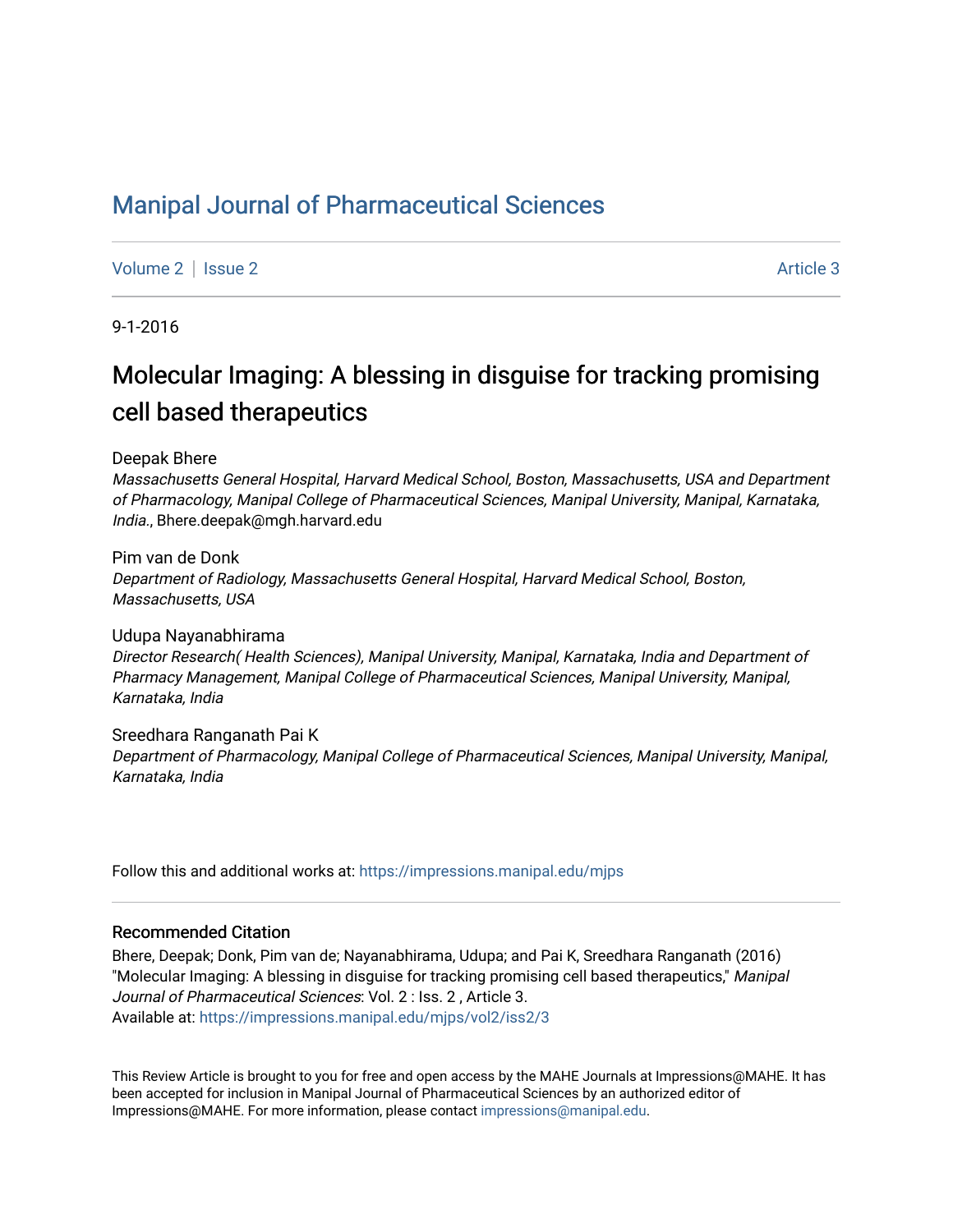# Manipal Journal of Pharmaceutical Sciences

Volume 2 | Issue 2 Article 3

9-1-2016

## Molecular Imaging: A blessing in disguise for tracking promising cell based therapeutics

Deepak Bhere
*Massachusetts General Hospital, Harvard Medical School, Boston, Massachusetts, USA and Department of Pharmacology, Manipal College of Pharmaceutical Sciences, Manipal University, Manipal, Karnataka, India.*, Bhere.deepak@mgh.harvard.edu

Pim van de Donk
*Department of Radiology, Massachusetts General Hospital, Harvard Medical School, Boston, Massachusetts, USA*

Udupa Nayanabhirama
*Director Research( Health Sciences), Manipal University, Manipal, Karnataka, India and Department of Pharmacy Management, Manipal College of Pharmaceutical Sciences, Manipal University, Manipal, Karnataka, India*

Sreedhara Ranganath Pai K
*Department of Pharmacology, Manipal College of Pharmaceutical Sciences, Manipal University, Manipal, Karnataka, India*

Follow this and additional works at: https://impressions.manipal.edu/mjps

### Recommended Citation

Bhere, Deepak; Donk, Pim van de; Nayanabhirama, Udupa; and Pai K, Sreedhara Ranganath (2016) "Molecular Imaging: A blessing in disguise for tracking promising cell based therapeutics," *Manipal Journal of Pharmaceutical Sciences*: Vol. 2 : Iss. 2 , Article 3.
Available at: https://impressions.manipal.edu/mjps/vol2/iss2/3

This Review Article is brought to you for free and open access by the MAHE Journals at Impressions@MAHE. It has been accepted for inclusion in Manipal Journal of Pharmaceutical Sciences by an authorized editor of Impressions@MAHE. For more information, please contact impressions@manipal.edu.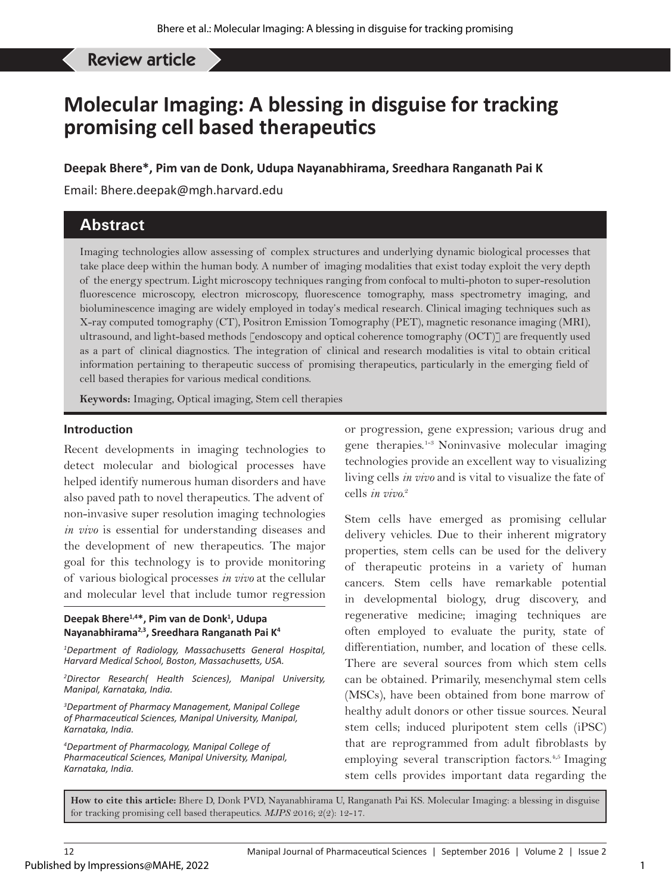Review article

# Molecular Imaging: A blessing in disguise for tracking promising cell based therapeutics

**Deepak Bhere*, Pim van de Donk, Udupa Nayanabhirama, Sreedhara Ranganath Pai K**

Email: Bhere.deepak@mgh.harvard.edu

## Abstract

Imaging technologies allow assessing of complex structures and underlying dynamic biological processes that take place deep within the human body. A number of imaging modalities that exist today exploit the very depth of the energy spectrum. Light microscopy techniques ranging from confocal to multi-photon to super-resolution fluorescence microscopy, electron microscopy, fluorescence tomography, mass spectrometry imaging, and bioluminescence imaging are widely employed in today's medical research. Clinical imaging techniques such as X-ray computed tomography (CT), Positron Emission Tomography (PET), magnetic resonance imaging (MRI), ultrasound, and light-based methods [endoscopy and optical coherence tomography (OCT)] are frequently used as a part of clinical diagnostics. The integration of clinical and research modalities is vital to obtain critical information pertaining to therapeutic success of promising therapeutics, particularly in the emerging field of cell based therapies for various medical conditions.

**Keywords:** Imaging, Optical imaging, Stem cell therapies

### Introduction

Recent developments in imaging technologies to detect molecular and biological processes have helped identify numerous human disorders and have also paved path to novel therapeutics. The advent of non-invasive super resolution imaging technologies *in vivo* is essential for understanding diseases and the development of new therapeutics. The major goal for this technology is to provide monitoring of various biological processes *in vivo* at the cellular and molecular level that include tumor regression or progression, gene expression; various drug and gene therapies.[1-3] Noninvasive molecular imaging technologies provide an excellent way to visualizing living cells *in vivo* and is vital to visualize the fate of cells *in vivo*.[2]

Stem cells have emerged as promising cellular delivery vehicles. Due to their inherent migratory properties, stem cells can be used for the delivery of therapeutic proteins in a variety of human cancers. Stem cells have remarkable potential in developmental biology, drug discovery, and regenerative medicine; imaging techniques are often employed to evaluate the purity, state of differentiation, number, and location of these cells. There are several sources from which stem cells can be obtained. Primarily, mesenchymal stem cells (MSCs), have been obtained from bone marrow of healthy adult donors or other tissue sources. Neural stem cells; induced pluripotent stem cells (iPSC) that are reprogrammed from adult fibroblasts by employing several transcription factors.[4,5] Imaging stem cells provides important data regarding the

**Deepak Bhere[1,4]*, Pim van de Donk[1], Udupa Nayanabhirama[2,3], Sreedhara Ranganath Pai K[4]**

*[1]Department of Radiology, Massachusetts General Hospital, Harvard Medical School, Boston, Massachusetts, USA.*

*[2]Director Research( Health Sciences), Manipal University, Manipal, Karnataka, India.*

*[3]Department of Pharmacy Management, Manipal College of Pharmaceutical Sciences, Manipal University, Manipal, Karnataka, India.*

*[4]Department of Pharmacology, Manipal College of Pharmaceutical Sciences, Manipal University, Manipal, Karnataka, India.*

**How to cite this article:** Bhere D, Donk PVD, Nayanabhirama U, Ranganath Pai KS. Molecular Imaging: a blessing in disguise for tracking promising cell based therapeutics. *MJPS* 2016; 2(2): 12-17.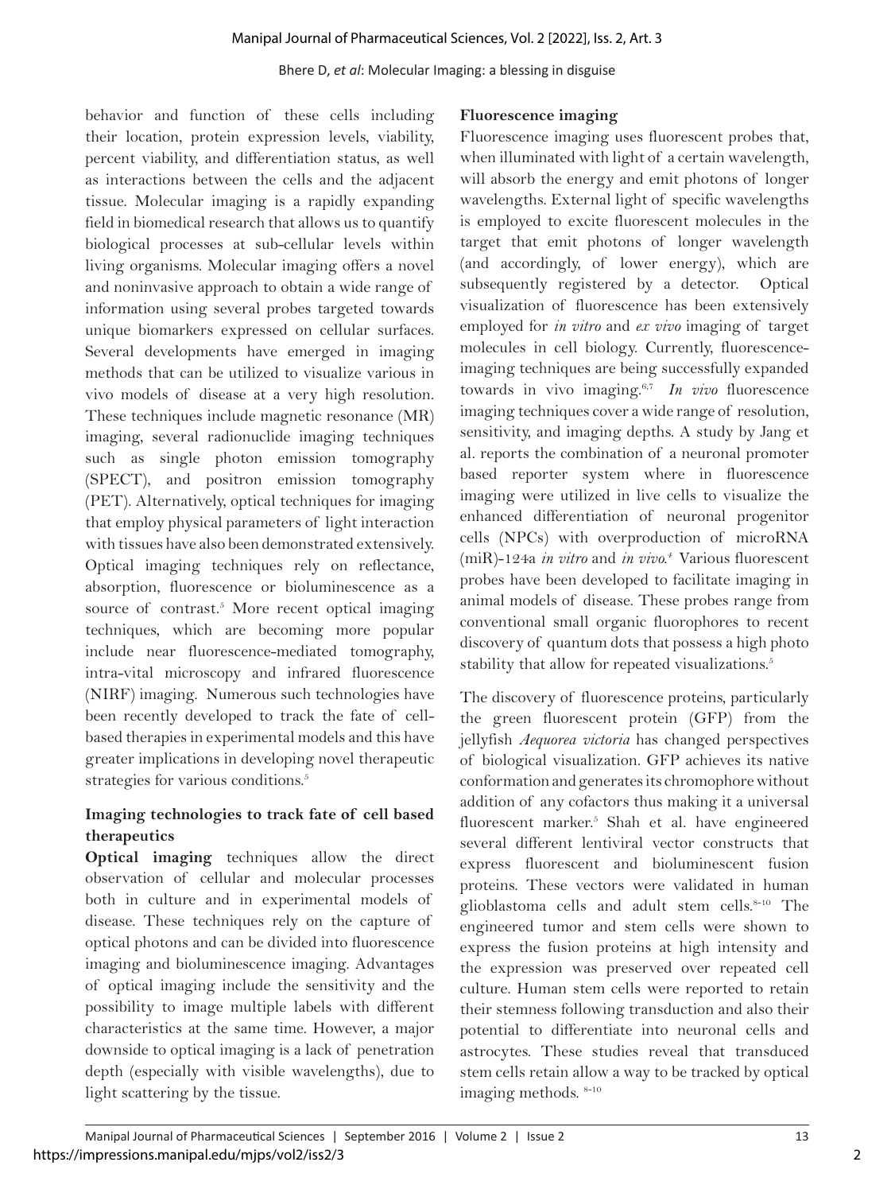behavior and function of these cells including their location, protein expression levels, viability, percent viability, and differentiation status, as well as interactions between the cells and the adjacent tissue. Molecular imaging is a rapidly expanding field in biomedical research that allows us to quantify biological processes at sub-cellular levels within living organisms. Molecular imaging offers a novel and noninvasive approach to obtain a wide range of information using several probes targeted towards unique biomarkers expressed on cellular surfaces. Several developments have emerged in imaging methods that can be utilized to visualize various in vivo models of disease at a very high resolution. These techniques include magnetic resonance (MR) imaging, several radionuclide imaging techniques such as single photon emission tomography (SPECT), and positron emission tomography (PET). Alternatively, optical techniques for imaging that employ physical parameters of light interaction with tissues have also been demonstrated extensively. Optical imaging techniques rely on reflectance, absorption, fluorescence or bioluminescence as a source of contrast.[5] More recent optical imaging techniques, which are becoming more popular include near fluorescence-mediated tomography, intra-vital microscopy and infrared fluorescence (NIRF) imaging. Numerous such technologies have been recently developed to track the fate of cell-based therapies in experimental models and this have greater implications in developing novel therapeutic strategies for various conditions.[5]

## Imaging technologies to track fate of cell based therapeutics

**Optical imaging** techniques allow the direct observation of cellular and molecular processes both in culture and in experimental models of disease. These techniques rely on the capture of optical photons and can be divided into fluorescence imaging and bioluminescence imaging. Advantages of optical imaging include the sensitivity and the possibility to image multiple labels with different characteristics at the same time. However, a major downside to optical imaging is a lack of penetration depth (especially with visible wavelengths), due to light scattering by the tissue.

### Fluorescence imaging

Fluorescence imaging uses fluorescent probes that, when illuminated with light of a certain wavelength, will absorb the energy and emit photons of longer wavelengths. External light of specific wavelengths is employed to excite fluorescent molecules in the target that emit photons of longer wavelength (and accordingly, of lower energy), which are subsequently registered by a detector. Optical visualization of fluorescence has been extensively employed for *in vitro* and *ex vivo* imaging of target molecules in cell biology. Currently, fluorescence-imaging techniques are being successfully expanded towards in vivo imaging.[6,7] *In vivo* fluorescence imaging techniques cover a wide range of resolution, sensitivity, and imaging depths. A study by Jang et al. reports the combination of a neuronal promoter based reporter system where in fluorescence imaging were utilized in live cells to visualize the enhanced differentiation of neuronal progenitor cells (NPCs) with overproduction of microRNA (miR)-124a *in vitro* and *in vivo*.[4] Various fluorescent probes have been developed to facilitate imaging in animal models of disease. These probes range from conventional small organic fluorophores to recent discovery of quantum dots that possess a high photo stability that allow for repeated visualizations.[5]

The discovery of fluorescence proteins, particularly the green fluorescent protein (GFP) from the jellyfish *Aequorea victoria* has changed perspectives of biological visualization. GFP achieves its native conformation and generates its chromophore without addition of any cofactors thus making it a universal fluorescent marker.[5] Shah et al. have engineered several different lentiviral vector constructs that express fluorescent and bioluminescent fusion proteins. These vectors were validated in human glioblastoma cells and adult stem cells.[8-10] The engineered tumor and stem cells were shown to express the fusion proteins at high intensity and the expression was preserved over repeated cell culture. Human stem cells were reported to retain their stemness following transduction and also their potential to differentiate into neuronal cells and astrocytes. These studies reveal that transduced stem cells retain allow a way to be tracked by optical imaging methods.[8-10]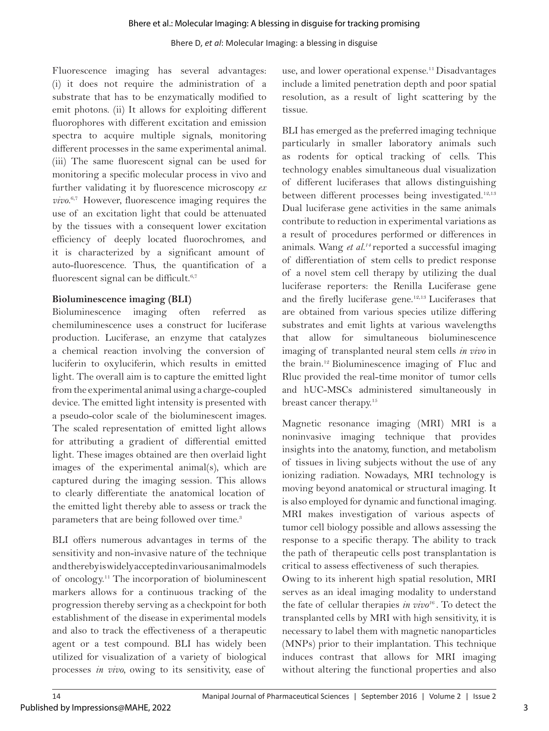Fluorescence imaging has several advantages: (i) it does not require the administration of a substrate that has to be enzymatically modified to emit photons. (ii) It allows for exploiting different fluorophores with different excitation and emission spectra to acquire multiple signals, monitoring different processes in the same experimental animal. (iii) The same fluorescent signal can be used for monitoring a specific molecular process in vivo and further validating it by fluorescence microscopy *ex vivo*.[6,7] However, fluorescence imaging requires the use of an excitation light that could be attenuated by the tissues with a consequent lower excitation efficiency of deeply located fluorochromes, and it is characterized by a significant amount of auto-fluorescence. Thus, the quantification of a fluorescent signal can be difficult.[6,7]

**Bioluminescence imaging (BLI)**

Bioluminescence imaging often referred as chemiluminescence uses a construct for luciferase production. Luciferase, an enzyme that catalyzes a chemical reaction involving the conversion of luciferin to oxyluciferin, which results in emitted light. The overall aim is to capture the emitted light from the experimental animal using a charge-coupled device. The emitted light intensity is presented with a pseudo-color scale of the bioluminescent images. The scaled representation of emitted light allows for attributing a gradient of differential emitted light. These images obtained are then overlaid light images of the experimental animal(s), which are captured during the imaging session. This allows to clearly differentiate the anatomical location of the emitted light thereby able to assess or track the parameters that are being followed over time.[3]

BLI offers numerous advantages in terms of the sensitivity and non-invasive nature of the technique and thereby is widely accepted in various animal models of oncology.[11] The incorporation of bioluminescent markers allows for a continuous tracking of the progression thereby serving as a checkpoint for both establishment of the disease in experimental models and also to track the effectiveness of a therapeutic agent or a test compound. BLI has widely been utilized for visualization of a variety of biological processes *in vivo*, owing to its sensitivity, ease of use, and lower operational expense.[11] Disadvantages include a limited penetration depth and poor spatial resolution, as a result of light scattering by the tissue.

BLI has emerged as the preferred imaging technique particularly in smaller laboratory animals such as rodents for optical tracking of cells. This technology enables simultaneous dual visualization of different luciferases that allows distinguishing between different processes being investigated.[12,13] Dual luciferase gene activities in the same animals contribute to reduction in experimental variations as a result of procedures performed or differences in animals. Wang *et al.*[14] reported a successful imaging of differentiation of stem cells to predict response of a novel stem cell therapy by utilizing the dual luciferase reporters: the Renilla Luciferase gene and the firefly luciferase gene.[12,13] Luciferases that are obtained from various species utilize differing substrates and emit lights at various wavelengths that allow for simultaneous bioluminescence imaging of transplanted neural stem cells *in vivo* in the brain.[12] Bioluminescence imaging of Fluc and Rluc provided the real-time monitor of tumor cells and hUC-MSCs administered simultaneously in breast cancer therapy.[15]

Magnetic resonance imaging (MRI) MRI is a noninvasive imaging technique that provides insights into the anatomy, function, and metabolism of tissues in living subjects without the use of any ionizing radiation. Nowadays, MRI technology is moving beyond anatomical or structural imaging. It is also employed for dynamic and functional imaging. MRI makes investigation of various aspects of tumor cell biology possible and allows assessing the response to a specific therapy. The ability to track the path of therapeutic cells post transplantation is critical to assess effectiveness of such therapies.

Owing to its inherent high spatial resolution, MRI serves as an ideal imaging modality to understand the fate of cellular therapies *in vivo*[16]. To detect the transplanted cells by MRI with high sensitivity, it is necessary to label them with magnetic nanoparticles (MNPs) prior to their implantation. This technique induces contrast that allows for MRI imaging without altering the functional properties and also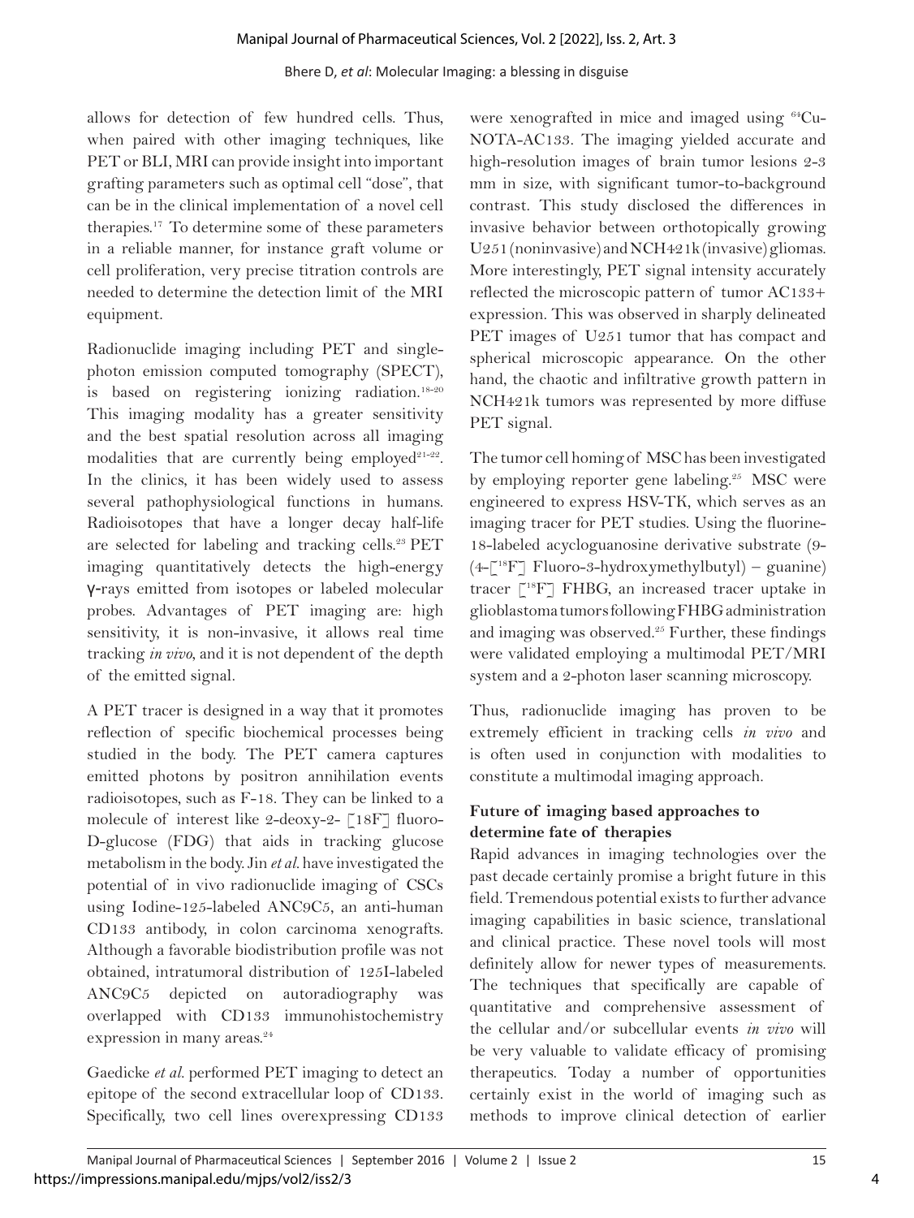allows for detection of few hundred cells. Thus, when paired with other imaging techniques, like PET or BLI, MRI can provide insight into important grafting parameters such as optimal cell "dose", that can be in the clinical implementation of a novel cell therapies.[17] To determine some of these parameters in a reliable manner, for instance graft volume or cell proliferation, very precise titration controls are needed to determine the detection limit of the MRI equipment.

Radionuclide imaging including PET and single-photon emission computed tomography (SPECT), is based on registering ionizing radiation.[18-20] This imaging modality has a greater sensitivity and the best spatial resolution across all imaging modalities that are currently being employed[21-22]. In the clinics, it has been widely used to assess several pathophysiological functions in humans. Radioisotopes that have a longer decay half-life are selected for labeling and tracking cells.[23] PET imaging quantitatively detects the high-energy γ-rays emitted from isotopes or labeled molecular probes. Advantages of PET imaging are: high sensitivity, it is non-invasive, it allows real time tracking *in vivo*, and it is not dependent of the depth of the emitted signal.

A PET tracer is designed in a way that it promotes reflection of specific biochemical processes being studied in the body. The PET camera captures emitted photons by positron annihilation events radioisotopes, such as F-18. They can be linked to a molecule of interest like 2-deoxy-2- [18F] fluoro-D-glucose (FDG) that aids in tracking glucose metabolism in the body. Jin *et al.* have investigated the potential of in vivo radionuclide imaging of CSCs using Iodine-125-labeled ANC9C5, an anti-human CD133 antibody, in colon carcinoma xenografts. Although a favorable biodistribution profile was not obtained, intratumoral distribution of 125I-labeled ANC9C5 depicted on autoradiography was overlapped with CD133 immunohistochemistry expression in many areas.[24]

Gaedicke *et al.* performed PET imaging to detect an epitope of the second extracellular loop of CD133. Specifically, two cell lines overexpressing CD133 were xenografted in mice and imaged using $^{64}$Cu-NOTA-AC133. The imaging yielded accurate and high-resolution images of brain tumor lesions 2-3 mm in size, with significant tumor-to-background contrast. This study disclosed the differences in invasive behavior between orthotopically growing U251 (noninvasive) and NCH421k (invasive) gliomas. More interestingly, PET signal intensity accurately reflected the microscopic pattern of tumor AC133+ expression. This was observed in sharply delineated PET images of U251 tumor that has compact and spherical microscopic appearance. On the other hand, the chaotic and infiltrative growth pattern in NCH421k tumors was represented by more diffuse PET signal.

The tumor cell homing of MSC has been investigated by employing reporter gene labeling.[25] MSC were engineered to express HSV-TK, which serves as an imaging tracer for PET studies. Using the fluorine-18-labeled acycloguanosine derivative substrate (9-(4-[$^{18}$F] Fluoro-3-hydroxymethylbutyl) – guanine) tracer [$^{18}$F] FHBG, an increased tracer uptake in glioblastoma tumors following FHBG administration and imaging was observed.[25] Further, these findings were validated employing a multimodal PET/MRI system and a 2-photon laser scanning microscopy.

Thus, radionuclide imaging has proven to be extremely efficient in tracking cells *in vivo* and is often used in conjunction with modalities to constitute a multimodal imaging approach.

## Future of imaging based approaches to determine fate of therapies

Rapid advances in imaging technologies over the past decade certainly promise a bright future in this field. Tremendous potential exists to further advance imaging capabilities in basic science, translational and clinical practice. These novel tools will most definitely allow for newer types of measurements. The techniques that specifically are capable of quantitative and comprehensive assessment of the cellular and/or subcellular events *in vivo* will be very valuable to validate efficacy of promising therapeutics. Today a number of opportunities certainly exist in the world of imaging such as methods to improve clinical detection of earlier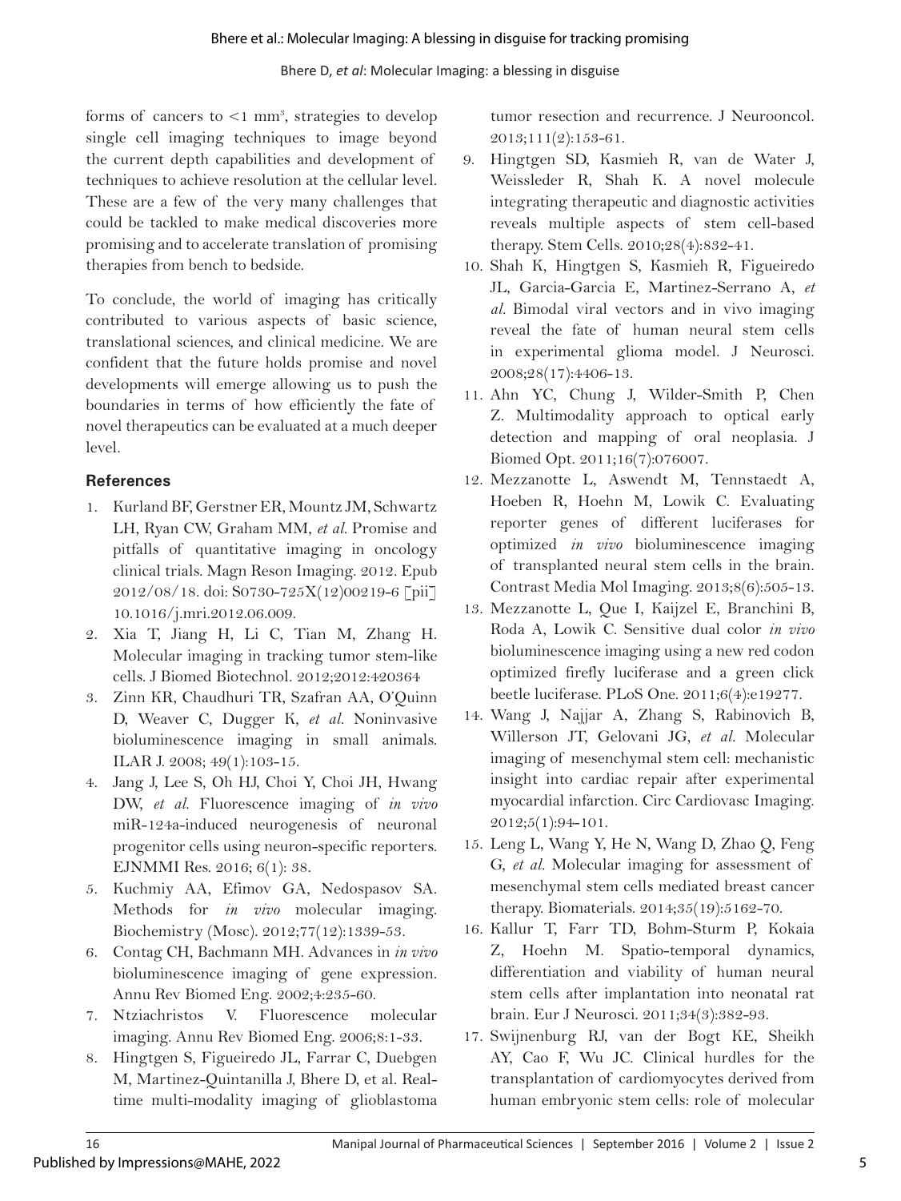forms of cancers to <1 mm$^3$, strategies to develop single cell imaging techniques to image beyond the current depth capabilities and development of techniques to achieve resolution at the cellular level. These are a few of the very many challenges that could be tackled to make medical discoveries more promising and to accelerate translation of promising therapies from bench to bedside.

To conclude, the world of imaging has critically contributed to various aspects of basic science, translational sciences, and clinical medicine. We are confident that the future holds promise and novel developments will emerge allowing us to push the boundaries in terms of how efficiently the fate of novel therapeutics can be evaluated at a much deeper level.

## References

1. Kurland BF, Gerstner ER, Mountz JM, Schwartz LH, Ryan CW, Graham MM, *et al*. Promise and pitfalls of quantitative imaging in oncology clinical trials. Magn Reson Imaging. 2012. Epub 2012/08/18. doi: S0730-725X(12)00219-6 [pii] 10.1016/j.mri.2012.06.009.
2. Xia T, Jiang H, Li C, Tian M, Zhang H. Molecular imaging in tracking tumor stem-like cells. J Biomed Biotechnol. 2012;2012:420364
3. Zinn KR, Chaudhuri TR, Szafran AA, O'Quinn D, Weaver C, Dugger K, *et al*. Noninvasive bioluminescence imaging in small animals. ILAR J. 2008; 49(1):103-15.
4. Jang J, Lee S, Oh HJ, Choi Y, Choi JH, Hwang DW, *et al*. Fluorescence imaging of *in vivo* miR-124a-induced neurogenesis of neuronal progenitor cells using neuron-specific reporters. EJNMMI Res. 2016; 6(1): 38.
5. Kuchmiy AA, Efimov GA, Nedospasov SA. Methods for *in vivo* molecular imaging. Biochemistry (Mosc). 2012;77(12):1339-53.
6. Contag CH, Bachmann MH. Advances in *in vivo* bioluminescence imaging of gene expression. Annu Rev Biomed Eng. 2002;4:235-60.
7. Ntziachristos V. Fluorescence molecular imaging. Annu Rev Biomed Eng. 2006;8:1-33.
8. Hingtgen S, Figueiredo JL, Farrar C, Duebgen M, Martinez-Quintanilla J, Bhere D, et al. Real-time multi-modality imaging of glioblastoma tumor resection and recurrence. J Neurooncol. 2013;111(2):153-61.
9. Hingtgen SD, Kasmieh R, van de Water J, Weissleder R, Shah K. A novel molecule integrating therapeutic and diagnostic activities reveals multiple aspects of stem cell-based therapy. Stem Cells. 2010;28(4):832-41.
10. Shah K, Hingtgen S, Kasmieh R, Figueiredo JL, Garcia-Garcia E, Martinez-Serrano A, *et al*. Bimodal viral vectors and in vivo imaging reveal the fate of human neural stem cells in experimental glioma model. J Neurosci. 2008;28(17):4406-13.
11. Ahn YC, Chung J, Wilder-Smith P, Chen Z. Multimodality approach to optical early detection and mapping of oral neoplasia. J Biomed Opt. 2011;16(7):076007.
12. Mezzanotte L, Aswendt M, Tennstaedt A, Hoeben R, Hoehn M, Lowik C. Evaluating reporter genes of different luciferases for optimized *in vivo* bioluminescence imaging of transplanted neural stem cells in the brain. Contrast Media Mol Imaging. 2013;8(6):505-13.
13. Mezzanotte L, Que I, Kaijzel E, Branchini B, Roda A, Lowik C. Sensitive dual color *in vivo* bioluminescence imaging using a new red codon optimized firefly luciferase and a green click beetle luciferase. PLoS One. 2011;6(4):e19277.
14. Wang J, Najjar A, Zhang S, Rabinovich B, Willerson JT, Gelovani JG, *et al*. Molecular imaging of mesenchymal stem cell: mechanistic insight into cardiac repair after experimental myocardial infarction. Circ Cardiovasc Imaging. 2012;5(1):94-101.
15. Leng L, Wang Y, He N, Wang D, Zhao Q, Feng G, *et al*. Molecular imaging for assessment of mesenchymal stem cells mediated breast cancer therapy. Biomaterials. 2014;35(19):5162-70.
16. Kallur T, Farr TD, Bohm-Sturm P, Kokaia Z, Hoehn M. Spatio-temporal dynamics, differentiation and viability of human neural stem cells after implantation into neonatal rat brain. Eur J Neurosci. 2011;34(3):382-93.
17. Swijnenburg RJ, van der Bogt KE, Sheikh AY, Cao F, Wu JC. Clinical hurdles for the transplantation of cardiomyocytes derived from human embryonic stem cells: role of molecular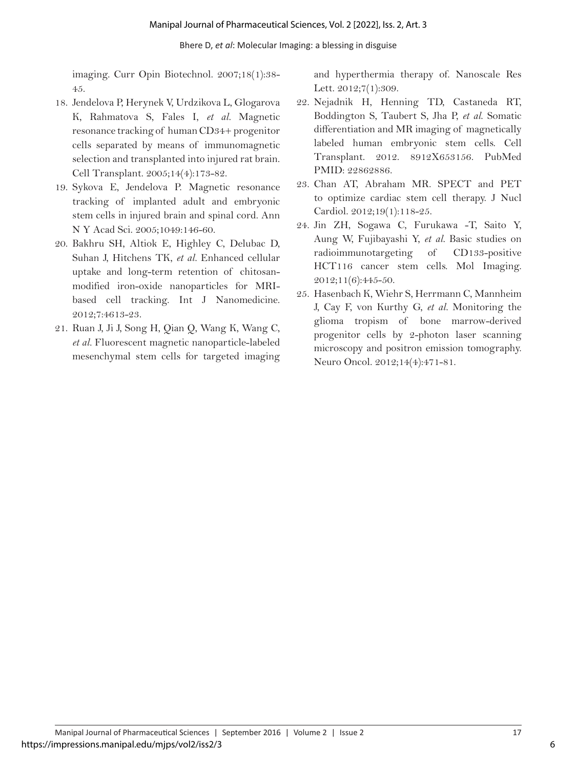imaging. Curr Opin Biotechnol. 2007;18(1):38-45.

18. Jendelova P, Herynek V, Urdzikova L, Glogarova K, Rahmatova S, Fales I, *et al.* Magnetic resonance tracking of human CD34+ progenitor cells separated by means of immunomagnetic selection and transplanted into injured rat brain. Cell Transplant. 2005;14(4):173-82.
19. Sykova E, Jendelova P. Magnetic resonance tracking of implanted adult and embryonic stem cells in injured brain and spinal cord. Ann N Y Acad Sci. 2005;1049:146-60.
20. Bakhru SH, Altiok E, Highley C, Delubac D, Suhan J, Hitchens TK, *et al.* Enhanced cellular uptake and long-term retention of chitosan-modified iron-oxide nanoparticles for MRI-based cell tracking. Int J Nanomedicine. 2012;7:4613-23.
21. Ruan J, Ji J, Song H, Qian Q, Wang K, Wang C, *et al.* Fluorescent magnetic nanoparticle-labeled mesenchymal stem cells for targeted imaging and hyperthermia therapy of. Nanoscale Res Lett. 2012;7(1):309.
22. Nejadnik H, Henning TD, Castaneda RT, Boddington S, Taubert S, Jha P, *et al.* Somatic differentiation and MR imaging of magnetically labeled human embryonic stem cells. Cell Transplant. 2012. 8912X653156. PubMed PMID: 22862886.
23. Chan AT, Abraham MR. SPECT and PET to optimize cardiac stem cell therapy. J Nucl Cardiol. 2012;19(1):118-25.
24. Jin ZH, Sogawa C, Furukawa -T, Saito Y, Aung W, Fujibayashi Y, *et al.* Basic studies on radioimmunotargeting of CD133-positive HCT116 cancer stem cells. Mol Imaging. 2012;11(6):445-50.
25. Hasenbach K, Wiehr S, Herrmann C, Mannheim J, Cay F, von Kurthy G, *et al.* Monitoring the glioma tropism of bone marrow-derived progenitor cells by 2-photon laser scanning microscopy and positron emission tomography. Neuro Oncol. 2012;14(4):471-81.